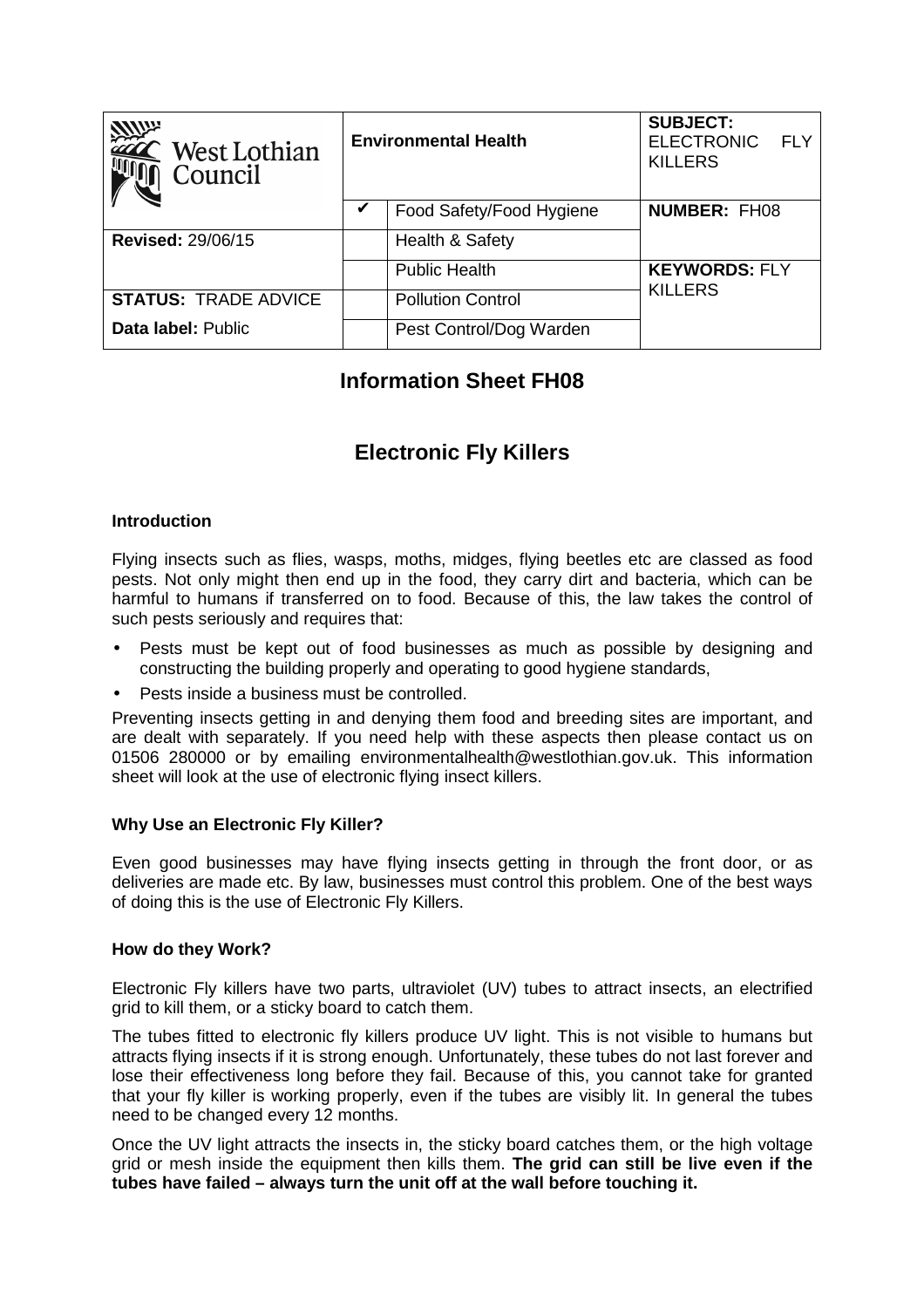| West Lothian Council | Environmental Health | | SUBJECT: ELECTRONIC FLY KILLERS |
| --- | --- | --- | --- |
| | ✔ | Food Safety/Food Hygiene | **NUMBER:** FH08 |
| **Revised:** 29/06/15 | | Health & Safety | |
| | | Public Health | **KEYWORDS:** FLY KILLERS |
| **STATUS:** TRADE ADVICE | | Pollution Control | |
| **Data label:** Public | | Pest Control/Dog Warden | |

# Information Sheet FH08

# Electronic Fly Killers

### Introduction

Flying insects such as flies, wasps, moths, midges, flying beetles etc are classed as food pests. Not only might then end up in the food, they carry dirt and bacteria, which can be harmful to humans if transferred on to food. Because of this, the law takes the control of such pests seriously and requires that:

- Pests must be kept out of food businesses as much as possible by designing and constructing the building properly and operating to good hygiene standards,
- Pests inside a business must be controlled.

Preventing insects getting in and denying them food and breeding sites are important, and are dealt with separately. If you need help with these aspects then please contact us on 01506 280000 or by emailing environmentalhealth@westlothian.gov.uk. This information sheet will look at the use of electronic flying insect killers.

### Why Use an Electronic Fly Killer?

Even good businesses may have flying insects getting in through the front door, or as deliveries are made etc. By law, businesses must control this problem. One of the best ways of doing this is the use of Electronic Fly Killers.

### How do they Work?

Electronic Fly killers have two parts, ultraviolet (UV) tubes to attract insects, an electrified grid to kill them, or a sticky board to catch them.

The tubes fitted to electronic fly killers produce UV light. This is not visible to humans but attracts flying insects if it is strong enough. Unfortunately, these tubes do not last forever and lose their effectiveness long before they fail. Because of this, you cannot take for granted that your fly killer is working properly, even if the tubes are visibly lit. In general the tubes need to be changed every 12 months.

Once the UV light attracts the insects in, the sticky board catches them, or the high voltage grid or mesh inside the equipment then kills them. **The grid can still be live even if the tubes have failed – always turn the unit off at the wall before touching it.**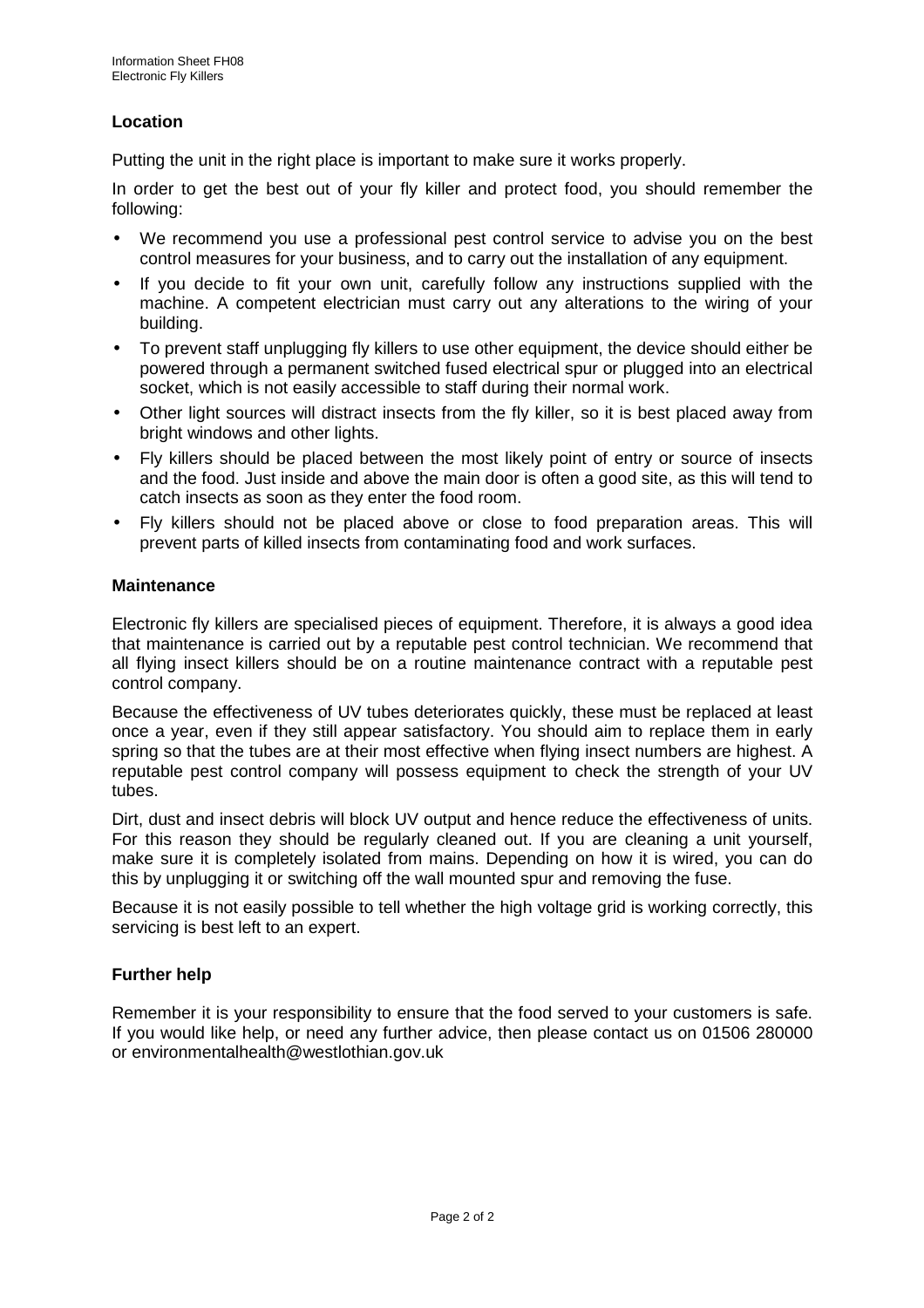## Location

Putting the unit in the right place is important to make sure it works properly.

In order to get the best out of your fly killer and protect food, you should remember the following:

- We recommend you use a professional pest control service to advise you on the best control measures for your business, and to carry out the installation of any equipment.
- If you decide to fit your own unit, carefully follow any instructions supplied with the machine. A competent electrician must carry out any alterations to the wiring of your building.
- To prevent staff unplugging fly killers to use other equipment, the device should either be powered through a permanent switched fused electrical spur or plugged into an electrical socket, which is not easily accessible to staff during their normal work.
- Other light sources will distract insects from the fly killer, so it is best placed away from bright windows and other lights.
- Fly killers should be placed between the most likely point of entry or source of insects and the food. Just inside and above the main door is often a good site, as this will tend to catch insects as soon as they enter the food room.
- Fly killers should not be placed above or close to food preparation areas. This will prevent parts of killed insects from contaminating food and work surfaces.

## Maintenance

Electronic fly killers are specialised pieces of equipment. Therefore, it is always a good idea that maintenance is carried out by a reputable pest control technician. We recommend that all flying insect killers should be on a routine maintenance contract with a reputable pest control company.

Because the effectiveness of UV tubes deteriorates quickly, these must be replaced at least once a year, even if they still appear satisfactory. You should aim to replace them in early spring so that the tubes are at their most effective when flying insect numbers are highest. A reputable pest control company will possess equipment to check the strength of your UV tubes.

Dirt, dust and insect debris will block UV output and hence reduce the effectiveness of units. For this reason they should be regularly cleaned out. If you are cleaning a unit yourself, make sure it is completely isolated from mains. Depending on how it is wired, you can do this by unplugging it or switching off the wall mounted spur and removing the fuse.

Because it is not easily possible to tell whether the high voltage grid is working correctly, this servicing is best left to an expert.

## Further help

Remember it is your responsibility to ensure that the food served to your customers is safe. If you would like help, or need any further advice, then please contact us on 01506 280000 or environmentalhealth@westlothian.gov.uk